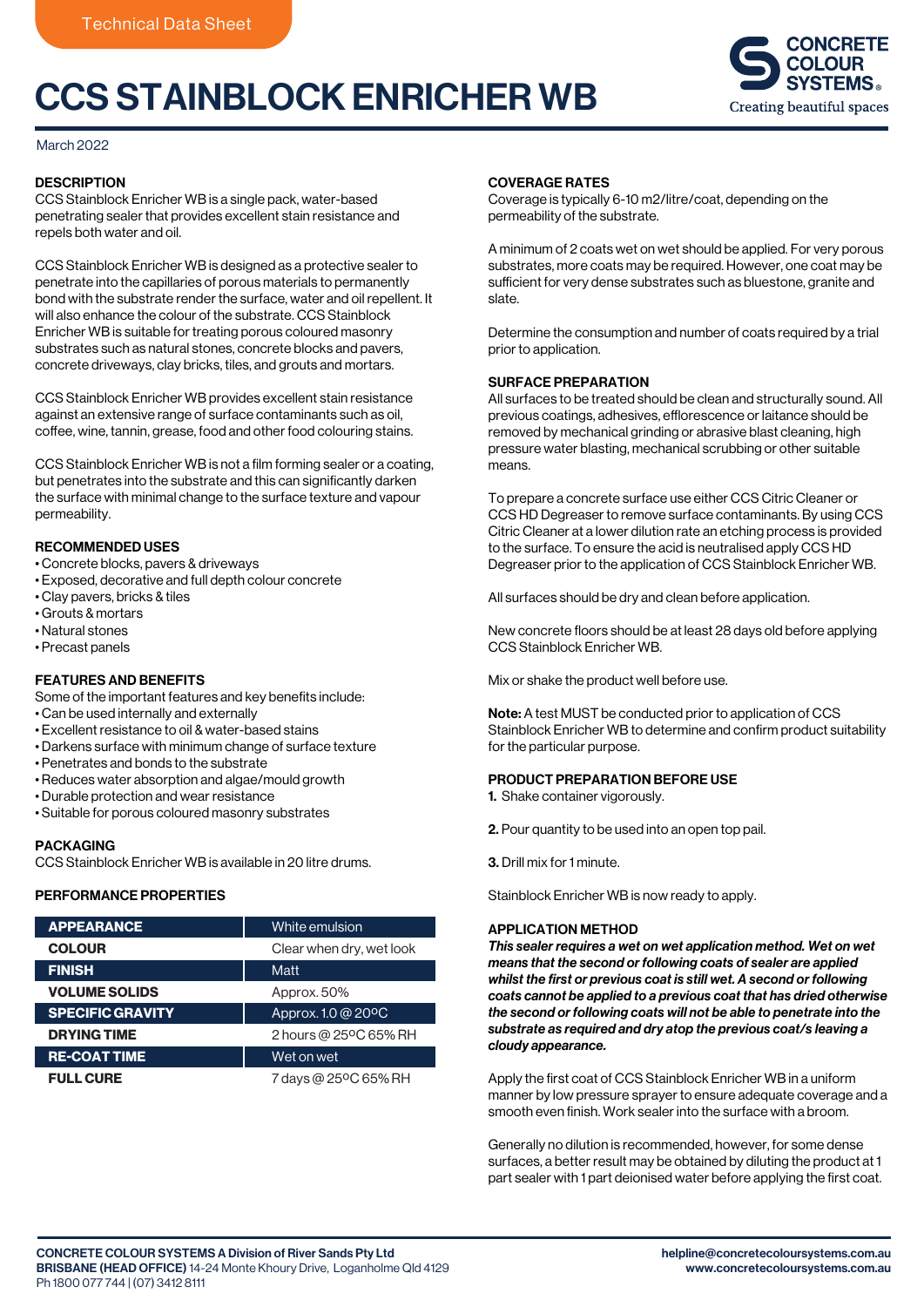Technical Data Sheet

# CCS STAINBLOCK ENRICHER WB

CONCRETE COLOUR SYSTEMS®
Creating beautiful spaces

March 2022

## DESCRIPTION

CCS Stainblock Enricher WB is a single pack, water-based penetrating sealer that provides excellent stain resistance and repels both water and oil.

CCS Stainblock Enricher WB is designed as a protective sealer to penetrate into the capillaries of porous materials to permanently bond with the substrate render the surface, water and oil repellent. It will also enhance the colour of the substrate. CCS Stainblock Enricher WB is suitable for treating porous coloured masonry substrates such as natural stones, concrete blocks and pavers, concrete driveways, clay bricks, tiles, and grouts and mortars.

CCS Stainblock Enricher WB provides excellent stain resistance against an extensive range of surface contaminants such as oil, coffee, wine, tannin, grease, food and other food colouring stains.

CCS Stainblock Enricher WB is not a film forming sealer or a coating, but penetrates into the substrate and this can significantly darken the surface with minimal change to the surface texture and vapour permeability.

## RECOMMENDED USES

- Concrete blocks, pavers & driveways
- Exposed, decorative and full depth colour concrete
- Clay pavers, bricks & tiles
- Grouts & mortars
- Natural stones
- Precast panels

## FEATURES AND BENEFITS

Some of the important features and key benefits include:

- Can be used internally and externally
- Excellent resistance to oil & water-based stains
- Darkens surface with minimum change of surface texture
- Penetrates and bonds to the substrate
- Reduces water absorption and algae/mould growth
- Durable protection and wear resistance
- Suitable for porous coloured masonry substrates

## PACKAGING

CCS Stainblock Enricher WB is available in 20 litre drums.

## PERFORMANCE PROPERTIES

| Property | Value |
|---|---|
| **APPEARANCE** | White emulsion |
| **COLOUR** | Clear when dry, wet look |
| **FINISH** | Matt |
| **VOLUME SOLIDS** | Approx. 50% |
| **SPECIFIC GRAVITY** | Approx. 1.0 @ 20ºC |
| **DRYING TIME** | 2 hours @ 25ºC 65% RH |
| **RE-COAT TIME** | Wet on wet |
| **FULL CURE** | 7 days @ 25ºC 65% RH |

## COVERAGE RATES

Coverage is typically 6-10 m2/litre/coat, depending on the permeability of the substrate.

A minimum of 2 coats wet on wet should be applied. For very porous substrates, more coats may be required. However, one coat may be sufficient for very dense substrates such as bluestone, granite and slate.

Determine the consumption and number of coats required by a trial prior to application.

## SURFACE PREPARATION

All surfaces to be treated should be clean and structurally sound. All previous coatings, adhesives, efflorescence or laitance should be removed by mechanical grinding or abrasive blast cleaning, high pressure water blasting, mechanical scrubbing or other suitable means.

To prepare a concrete surface use either CCS Citric Cleaner or CCS HD Degreaser to remove surface contaminants. By using CCS Citric Cleaner at a lower dilution rate an etching process is provided to the surface. To ensure the acid is neutralised apply CCS HD Degreaser prior to the application of CCS Stainblock Enricher WB.

All surfaces should be dry and clean before application.

New concrete floors should be at least 28 days old before applying CCS Stainblock Enricher WB.

Mix or shake the product well before use.

**Note:** A test MUST be conducted prior to application of CCS Stainblock Enricher WB to determine and confirm product suitability for the particular purpose.

## PRODUCT PREPARATION BEFORE USE

**1.** Shake container vigorously.

**2.** Pour quantity to be used into an open top pail.

**3.** Drill mix for 1 minute.

Stainblock Enricher WB is now ready to apply.

## APPLICATION METHOD

***This sealer requires a wet on wet application method. Wet on wet means that the second or following coats of sealer are applied whilst the first or previous coat is still wet. A second or following coats cannot be applied to a previous coat that has dried otherwise the second or following coats will not be able to penetrate into the substrate as required and dry atop the previous coat/s leaving a cloudy appearance.***

Apply the first coat of CCS Stainblock Enricher WB in a uniform manner by low pressure sprayer to ensure adequate coverage and a smooth even finish. Work sealer into the surface with a broom.

Generally no dilution is recommended, however, for some dense surfaces, a better result may be obtained by diluting the product at 1 part sealer with 1 part deionised water before applying the first coat.

**CONCRETE COLOUR SYSTEMS A Division of River Sands Pty Ltd**
**BRISBANE (HEAD OFFICE)** 14-24 Monte Khoury Drive, Loganholme Qld 4129
Ph 1800 077 744 | (07) 3412 8111

**helpline@concretecoloursystems.com.au**
**www.concretecoloursystems.com.au**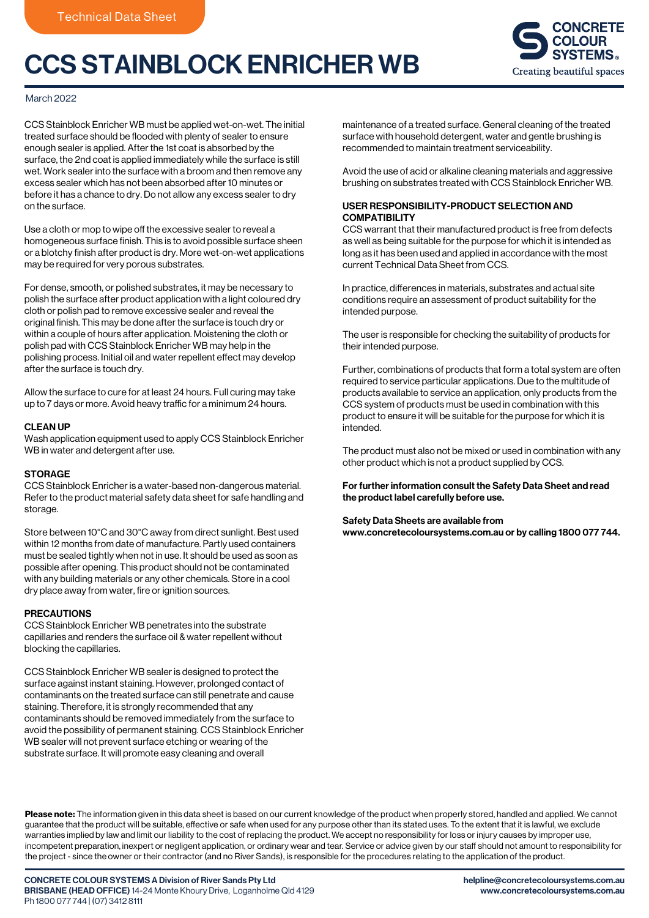Technical Data Sheet

# CCS STAINBLOCK ENRICHER WB

March 2022

CCS Stainblock Enricher WB must be applied wet-on-wet. The initial treated surface should be flooded with plenty of sealer to ensure enough sealer is applied. After the 1st coat is absorbed by the surface, the 2nd coat is applied immediately while the surface is still wet. Work sealer into the surface with a broom and then remove any excess sealer which has not been absorbed after 10 minutes or before it has a chance to dry. Do not allow any excess sealer to dry on the surface.

Use a cloth or mop to wipe off the excessive sealer to reveal a homogeneous surface finish. This is to avoid possible surface sheen or a blotchy finish after product is dry. More wet-on-wet applications may be required for very porous substrates.

For dense, smooth, or polished substrates, it may be necessary to polish the surface after product application with a light coloured dry cloth or polish pad to remove excessive sealer and reveal the original finish. This may be done after the surface is touch dry or within a couple of hours after application. Moistening the cloth or polish pad with CCS Stainblock Enricher WB may help in the polishing process. Initial oil and water repellent effect may develop after the surface is touch dry.

Allow the surface to cure for at least 24 hours. Full curing may take up to 7 days or more. Avoid heavy traffic for a minimum 24 hours.

### CLEAN UP

Wash application equipment used to apply CCS Stainblock Enricher WB in water and detergent after use.

### STORAGE

CCS Stainblock Enricher is a water-based non-dangerous material. Refer to the product material safety data sheet for safe handling and storage.

Store between 10°C and 30°C away from direct sunlight. Best used within 12 months from date of manufacture. Partly used containers must be sealed tightly when not in use. It should be used as soon as possible after opening. This product should not be contaminated with any building materials or any other chemicals. Store in a cool dry place away from water, fire or ignition sources.

### PRECAUTIONS

CCS Stainblock Enricher WB penetrates into the substrate capillaries and renders the surface oil & water repellent without blocking the capillaries.

CCS Stainblock Enricher WB sealer is designed to protect the surface against instant staining. However, prolonged contact of contaminants on the treated surface can still penetrate and cause staining. Therefore, it is strongly recommended that any contaminants should be removed immediately from the surface to avoid the possibility of permanent staining. CCS Stainblock Enricher WB sealer will not prevent surface etching or wearing of the substrate surface. It will promote easy cleaning and overall maintenance of a treated surface. General cleaning of the treated surface with household detergent, water and gentle brushing is recommended to maintain treatment serviceability.

Avoid the use of acid or alkaline cleaning materials and aggressive brushing on substrates treated with CCS Stainblock Enricher WB.

### USER RESPONSIBILITY-PRODUCT SELECTION AND COMPATIBILITY

CCS warrant that their manufactured product is free from defects as well as being suitable for the purpose for which it is intended as long as it has been used and applied in accordance with the most current Technical Data Sheet from CCS.

In practice, differences in materials, substrates and actual site conditions require an assessment of product suitability for the intended purpose.

The user is responsible for checking the suitability of products for their intended purpose.

Further, combinations of products that form a total system are often required to service particular applications. Due to the multitude of products available to service an application, only products from the CCS system of products must be used in combination with this product to ensure it will be suitable for the purpose for which it is intended.

The product must also not be mixed or used in combination with any other product which is not a product supplied by CCS.

**For further information consult the Safety Data Sheet and read the product label carefully before use.**

**Safety Data Sheets are available from www.concretecoloursystems.com.au or by calling 1800 077 744.**

**Please note:** The information given in this data sheet is based on our current knowledge of the product when properly stored, handled and applied. We cannot guarantee that the product will be suitable, effective or safe when used for any purpose other than its stated uses. To the extent that it is lawful, we exclude warranties implied by law and limit our liability to the cost of replacing the product. We accept no responsibility for loss or injury causes by improper use, incompetent preparation, inexpert or negligent application, or ordinary wear and tear. Service or advice given by our staff should not amount to responsibility for the project - since the owner or their contractor (and no River Sands), is responsible for the procedures relating to the application of the product.

**CONCRETE COLOUR SYSTEMS A Division of River Sands Pty Ltd**
**BRISBANE (HEAD OFFICE)** 14-24 Monte Khoury Drive, Loganholme Qld 4129
Ph 1800 077 744 | (07) 3412 8111

**helpline@concretecoloursystems.com.au**
**www.concretecoloursystems.com.au**